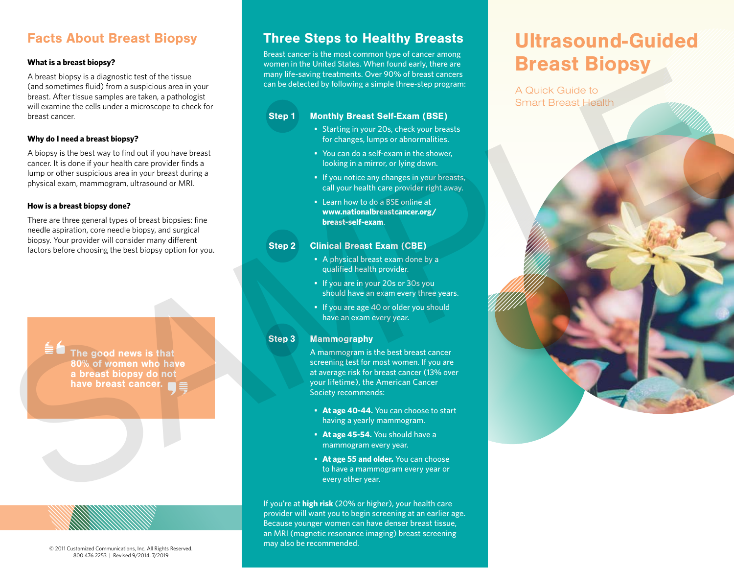## Facts About Breast Biopsy

**What is a breast biopsy?**

A breast biopsy is a diagnostic test of the tissue (and sometimes fluid) from a suspicious area in your breast. After tissue samples are taken, a pathologist will examine the cells under a microscope to check for breast cancer.

**Why do I need a breast biopsy?**

A biopsy is the best way to find out if you have breast cancer. It is done if your health care provider finds a lump or other suspicious area in your breast during a physical exam, mammogram, ultrasound or MRI.

**How is a breast biopsy done?**

There are three general types of breast biopsies: fine needle aspiration, core needle biopsy, and surgical biopsy. Your provider will consider many different factors before choosing the best biopsy option for you.

> **The good news is that 80% of women who have a breast biopsy do not have breast cancer.**

© 2011 Customized Communications, Inc. All Rights Reserved.
800 476 2253 | Revised 9/2014, 7/2019

## Three Steps to Healthy Breasts

Breast cancer is the most common type of cancer among women in the United States. When found early, there are many life-saving treatments. Over 90% of breast cancers can be detected by following a simple three-step program:

### Step 1 Monthly Breast Self-Exam (BSE)

- Starting in your 20s, check your breasts for changes, lumps or abnormalities.
- You can do a self-exam in the shower, looking in a mirror, or lying down.
- If you notice any changes in your breasts, call your health care provider right away.
- Learn how to do a BSE online at **www.nationalbreastcancer.org/breast-self-exam**.

### Step 2 Clinical Breast Exam (CBE)

- A physical breast exam done by a qualified health provider.
- If you are in your 20s or 30s you should have an exam every three years.
- If you are age 40 or older you should have an exam every year.

### Step 3 Mammography

A mammogram is the best breast cancer screening test for most women. If you are at average risk for breast cancer (13% over your lifetime), the American Cancer Society recommends:

- **At age 40-44.** You can choose to start having a yearly mammogram.
- **At age 45-54.** You should have a mammogram every year.
- **At age 55 and older.** You can choose to have a mammogram every year or every other year.

If you're at **high risk** (20% or higher), your health care provider will want you to begin screening at an earlier age. Because younger women can have denser breast tissue, an MRI (magnetic resonance imaging) breast screening may also be recommended.

# Ultrasound-Guided Breast Biopsy

A Quick Guide to Smart Breast Health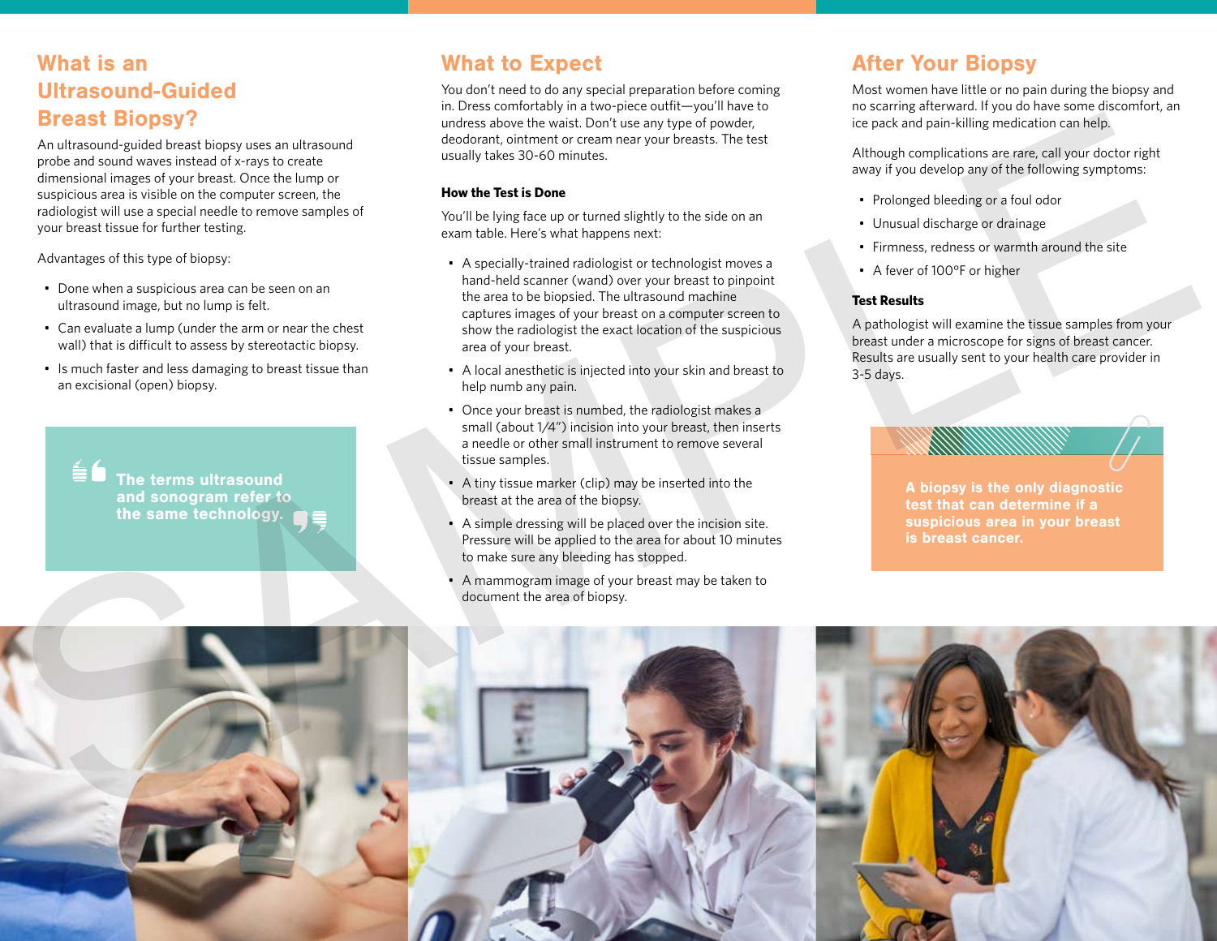## What is an Ultrasound-Guided Breast Biopsy?

An ultrasound-guided breast biopsy uses an ultrasound probe and sound waves instead of x-rays to create dimensional images of your breast. Once the lump or suspicious area is visible on the computer screen, the radiologist will use a special needle to remove samples of your breast tissue for further testing.

Advantages of this type of biopsy:

- Done when a suspicious area can be seen on an ultrasound image, but no lump is felt.
- Can evaluate a lump (under the arm or near the chest wall) that is difficult to assess by stereotactic biopsy.
- Is much faster and less damaging to breast tissue than an excisional (open) biopsy.

> **The terms ultrasound and sonogram refer to the same technology.**

## What to Expect

You don't need to do any special preparation before coming in. Dress comfortably in a two-piece outfit—you'll have to undress above the waist. Don't use any type of powder, deodorant, ointment or cream near your breasts. The test usually takes 30-60 minutes.

### How the Test is Done

You'll be lying face up or turned slightly to the side on an exam table. Here's what happens next:

- A specially-trained radiologist or technologist moves a hand-held scanner (wand) over your breast to pinpoint the area to be biopsied. The ultrasound machine captures images of your breast on a computer screen to show the radiologist the exact location of the suspicious area of your breast.
- A local anesthetic is injected into your skin and breast to help numb any pain.
- Once your breast is numbed, the radiologist makes a small (about 1/4") incision into your breast, then inserts a needle or other small instrument to remove several tissue samples.
- A tiny tissue marker (clip) may be inserted into the breast at the area of the biopsy.
- A simple dressing will be placed over the incision site. Pressure will be applied to the area for about 10 minutes to make sure any bleeding has stopped.
- A mammogram image of your breast may be taken to document the area of biopsy.

## After Your Biopsy

Most women have little or no pain during the biopsy and no scarring afterward. If you do have some discomfort, an ice pack and pain-killing medication can help.

Although complications are rare, call your doctor right away if you develop any of the following symptoms:

- Prolonged bleeding or a foul odor
- Unusual discharge or drainage
- Firmness, redness or warmth around the site
- A fever of 100°F or higher

### Test Results

A pathologist will examine the tissue samples from your breast under a microscope for signs of breast cancer. Results are usually sent to your health care provider in 3-5 days.

> **A biopsy is the only diagnostic test that can determine if a suspicious area in your breast is breast cancer.**